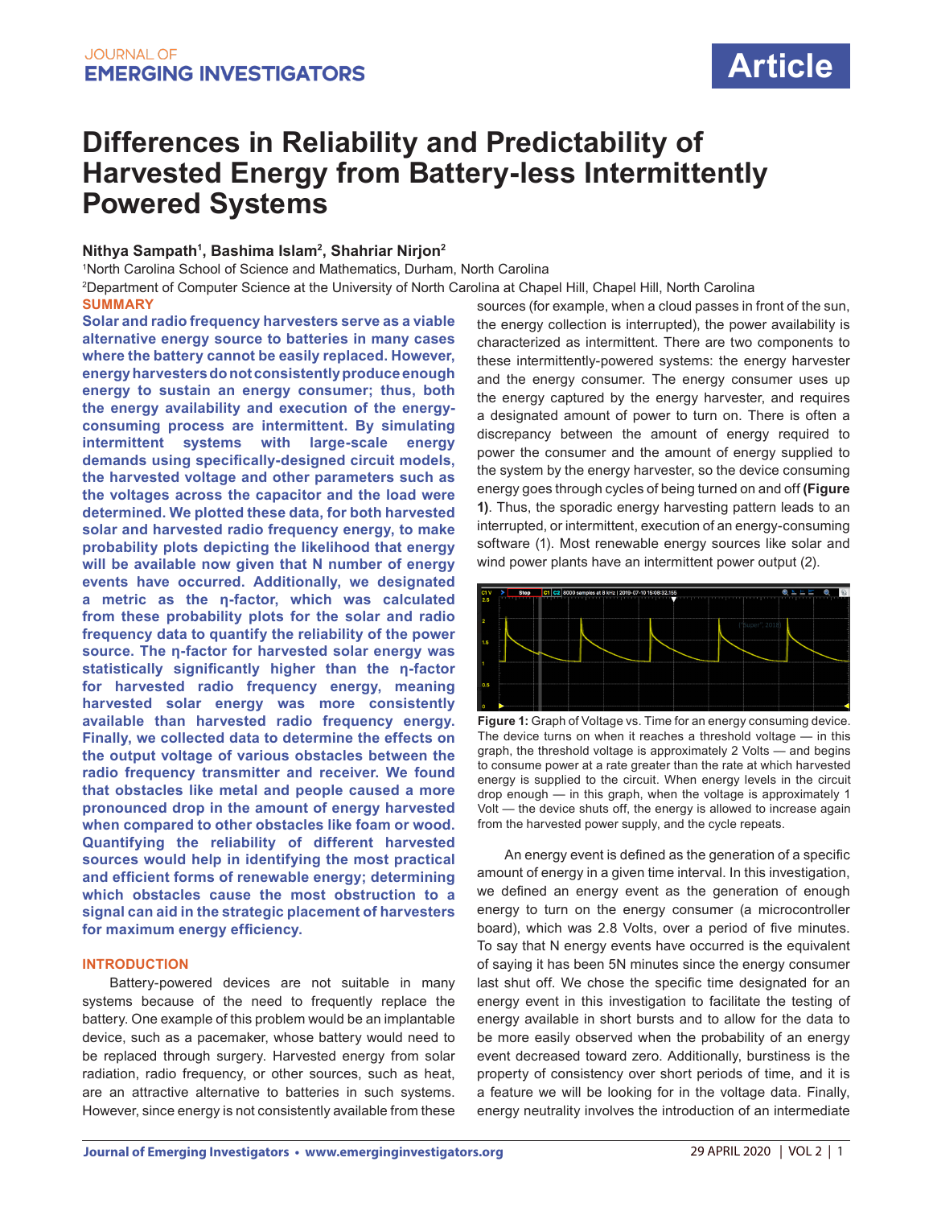# Differences in Reliability and Predictability of Harvested Energy from Battery-less Intermittently Powered Systems

**Nithya Sampath[1], Bashima Islam[2], Shahriar Nirjon[2]**

[1]North Carolina School of Science and Mathematics, Durham, North Carolina

[2]Department of Computer Science at the University of North Carolina at Chapel Hill, Chapel Hill, North Carolina

## SUMMARY

**Solar and radio frequency harvesters serve as a viable alternative energy source to batteries in many cases where the battery cannot be easily replaced. However, energy harvesters do not consistently produce enough energy to sustain an energy consumer; thus, both the energy availability and execution of the energy-consuming process are intermittent. By simulating intermittent systems with large-scale energy demands using specifically-designed circuit models, the harvested voltage and other parameters such as the voltages across the capacitor and the load were determined. We plotted these data, for both harvested solar and harvested radio frequency energy, to make probability plots depicting the likelihood that energy will be available now given that N number of energy events have occurred. Additionally, we designated a metric as the η-factor, which was calculated from these probability plots for the solar and radio frequency data to quantify the reliability of the power source. The η-factor for harvested solar energy was statistically significantly higher than the η-factor for harvested radio frequency energy, meaning harvested solar energy was more consistently available than harvested radio frequency energy. Finally, we collected data to determine the effects on the output voltage of various obstacles between the radio frequency transmitter and receiver. We found that obstacles like metal and people caused a more pronounced drop in the amount of energy harvested when compared to other obstacles like foam or wood. Quantifying the reliability of different harvested sources would help in identifying the most practical and efficient forms of renewable energy; determining which obstacles cause the most obstruction to a signal can aid in the strategic placement of harvesters for maximum energy efficiency.**

## INTRODUCTION

Battery-powered devices are not suitable in many systems because of the need to frequently replace the battery. One example of this problem would be an implantable device, such as a pacemaker, whose battery would need to be replaced through surgery. Harvested energy from solar radiation, radio frequency, or other sources, such as heat, are an attractive alternative to batteries in such systems. However, since energy is not consistently available from these sources (for example, when a cloud passes in front of the sun, the energy collection is interrupted), the power availability is characterized as intermittent. There are two components to these intermittently-powered systems: the energy harvester and the energy consumer. The energy consumer uses up the energy captured by the energy harvester, and requires a designated amount of power to turn on. There is often a discrepancy between the amount of energy required to power the consumer and the amount of energy supplied to the system by the energy harvester, so the device consuming energy goes through cycles of being turned on and off **(Figure 1)**. Thus, the sporadic energy harvesting pattern leads to an interrupted, or intermittent, execution of an energy-consuming software (1). Most renewable energy sources like solar and wind power plants have an intermittent power output (2).

**Figure 1:** Graph of Voltage vs. Time for an energy consuming device. The device turns on when it reaches a threshold voltage — in this graph, the threshold voltage is approximately 2 Volts — and begins to consume power at a rate greater than the rate at which harvested energy is supplied to the circuit. When energy levels in the circuit drop enough — in this graph, when the voltage is approximately 1 Volt — the device shuts off, the energy is allowed to increase again from the harvested power supply, and the cycle repeats.

An energy event is defined as the generation of a specific amount of energy in a given time interval. In this investigation, we defined an energy event as the generation of enough energy to turn on the energy consumer (a microcontroller board), which was 2.8 Volts, over a period of five minutes. To say that N energy events have occurred is the equivalent of saying it has been 5N minutes since the energy consumer last shut off. We chose the specific time designated for an energy event in this investigation to facilitate the testing of energy available in short bursts and to allow for the data to be more easily observed when the probability of an energy event decreased toward zero. Additionally, burstiness is the property of consistency over short periods of time, and it is a feature we will be looking for in the voltage data. Finally, energy neutrality involves the introduction of an intermediate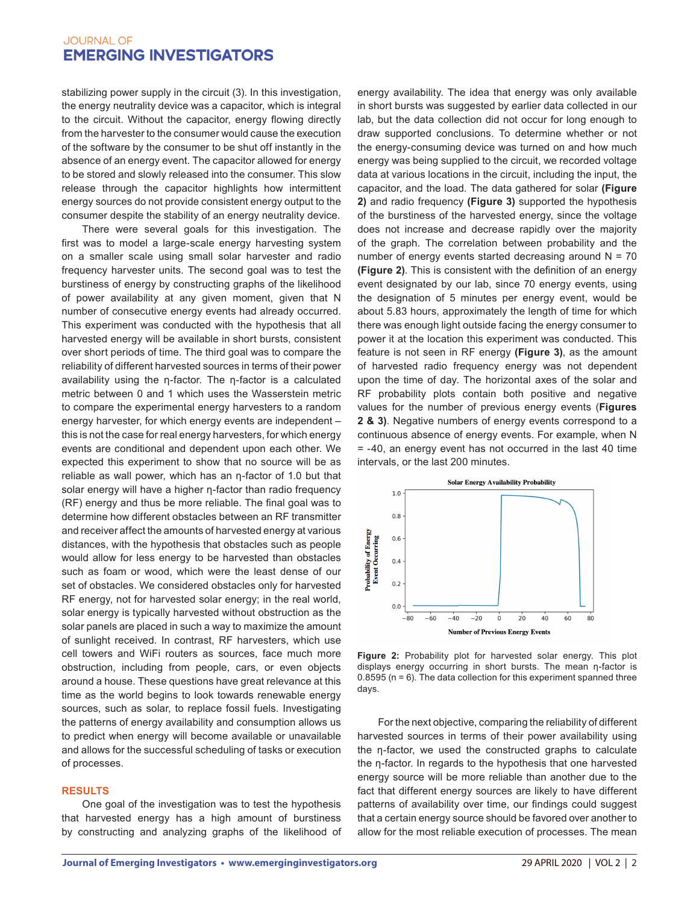stabilizing power supply in the circuit (3). In this investigation, the energy neutrality device was a capacitor, which is integral to the circuit. Without the capacitor, energy flowing directly from the harvester to the consumer would cause the execution of the software by the consumer to be shut off instantly in the absence of an energy event. The capacitor allowed for energy to be stored and slowly released into the consumer. This slow release through the capacitor highlights how intermittent energy sources do not provide consistent energy output to the consumer despite the stability of an energy neutrality device.

There were several goals for this investigation. The first was to model a large-scale energy harvesting system on a smaller scale using small solar harvester and radio frequency harvester units. The second goal was to test the burstiness of energy by constructing graphs of the likelihood of power availability at any given moment, given that N number of consecutive energy events had already occurred. This experiment was conducted with the hypothesis that all harvested energy will be available in short bursts, consistent over short periods of time. The third goal was to compare the reliability of different harvested sources in terms of their power availability using the η-factor. The η-factor is a calculated metric between 0 and 1 which uses the Wasserstein metric to compare the experimental energy harvesters to a random energy harvester, for which energy events are independent – this is not the case for real energy harvesters, for which energy events are conditional and dependent upon each other. We expected this experiment to show that no source will be as reliable as wall power, which has an η-factor of 1.0 but that solar energy will have a higher η-factor than radio frequency (RF) energy and thus be more reliable. The final goal was to determine how different obstacles between an RF transmitter and receiver affect the amounts of harvested energy at various distances, with the hypothesis that obstacles such as people would allow for less energy to be harvested than obstacles such as foam or wood, which were the least dense of our set of obstacles. We considered obstacles only for harvested RF energy, not for harvested solar energy; in the real world, solar energy is typically harvested without obstruction as the solar panels are placed in such a way to maximize the amount of sunlight received. In contrast, RF harvesters, which use cell towers and WiFi routers as sources, face much more obstruction, including from people, cars, or even objects around a house. These questions have great relevance at this time as the world begins to look towards renewable energy sources, such as solar, to replace fossil fuels. Investigating the patterns of energy availability and consumption allows us to predict when energy will become available or unavailable and allows for the successful scheduling of tasks or execution of processes.

## RESULTS

One goal of the investigation was to test the hypothesis that harvested energy has a high amount of burstiness by constructing and analyzing graphs of the likelihood of energy availability. The idea that energy was only available in short bursts was suggested by earlier data collected in our lab, but the data collection did not occur for long enough to draw supported conclusions. To determine whether or not the energy-consuming device was turned on and how much energy was being supplied to the circuit, we recorded voltage data at various locations in the circuit, including the input, the capacitor, and the load. The data gathered for solar **(Figure 2)** and radio frequency **(Figure 3)** supported the hypothesis of the burstiness of the harvested energy, since the voltage does not increase and decrease rapidly over the majority of the graph. The correlation between probability and the number of energy events started decreasing around N = 70 **(Figure 2)**. This is consistent with the definition of an energy event designated by our lab, since 70 energy events, using the designation of 5 minutes per energy event, would be about 5.83 hours, approximately the length of time for which there was enough light outside facing the energy consumer to power it at the location this experiment was conducted. This feature is not seen in RF energy **(Figure 3)**, as the amount of harvested radio frequency energy was not dependent upon the time of day. The horizontal axes of the solar and RF probability plots contain both positive and negative values for the number of previous energy events (**Figures 2 & 3)**. Negative numbers of energy events correspond to a continuous absence of energy events. For example, when N = -40, an energy event has not occurred in the last 40 time intervals, or the last 200 minutes.

**Figure 2:** Probability plot for harvested solar energy. This plot displays energy occurring in short bursts. The mean η-factor is 0.8595 (n = 6). The data collection for this experiment spanned three days.

For the next objective, comparing the reliability of different harvested sources in terms of their power availability using the η-factor, we used the constructed graphs to calculate the η-factor. In regards to the hypothesis that one harvested energy source will be more reliable than another due to the fact that different energy sources are likely to have different patterns of availability over time, our findings could suggest that a certain energy source should be favored over another to allow for the most reliable execution of processes. The mean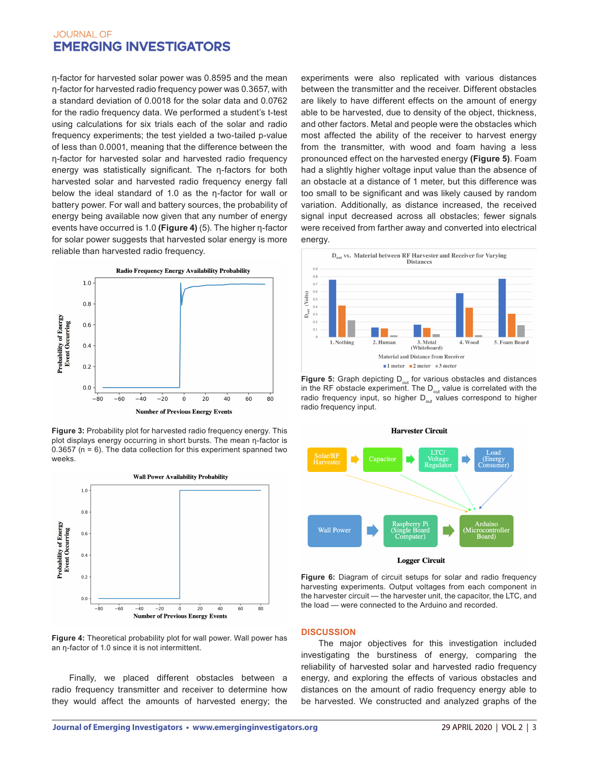η-factor for harvested solar power was 0.8595 and the mean η-factor for harvested radio frequency power was 0.3657, with a standard deviation of 0.0018 for the solar data and 0.0762 for the radio frequency data. We performed a student's t-test using calculations for six trials each of the solar and radio frequency experiments; the test yielded a two-tailed p-value of less than 0.0001, meaning that the difference between the η-factor for harvested solar and harvested radio frequency energy was statistically significant. The η-factors for both harvested solar and harvested radio frequency energy fall below the ideal standard of 1.0 as the η-factor for wall or battery power. For wall and battery sources, the probability of energy being available now given that any number of energy events have occurred is 1.0 **(Figure 4)** (5). The higher η-factor for solar power suggests that harvested solar energy is more reliable than harvested radio frequency.

**Figure 3:** Probability plot for harvested radio frequency energy. This plot displays energy occurring in short bursts. The mean η-factor is 0.3657 (n = 6). The data collection for this experiment spanned two weeks.

**Figure 4:** Theoretical probability plot for wall power. Wall power has an η-factor of 1.0 since it is not intermittent.

Finally, we placed different obstacles between a radio frequency transmitter and receiver to determine how they would affect the amounts of harvested energy; the experiments were also replicated with various distances between the transmitter and the receiver. Different obstacles are likely to have different effects on the amount of energy able to be harvested, due to density of the object, thickness, and other factors. Metal and people were the obstacles which most affected the ability of the receiver to harvest energy from the transmitter, with wood and foam having a less pronounced effect on the harvested energy **(Figure 5)**. Foam had a slightly higher voltage input value than the absence of an obstacle at a distance of 1 meter, but this difference was too small to be significant and was likely caused by random variation. Additionally, as distance increased, the received signal input decreased across all obstacles; fewer signals were received from farther away and converted into electrical energy.

**Figure 5:** Graph depicting $D_{out}$ for various obstacles and distances in the RF obstacle experiment. The $D_{out}$ value is correlated with the radio frequency input, so higher $D_{out}$ values correspond to higher radio frequency input.

**Figure 6:** Diagram of circuit setups for solar and radio frequency harvesting experiments. Output voltages from each component in the harvester circuit — the harvester unit, the capacitor, the LTC, and the load — were connected to the Arduino and recorded.

## DISCUSSION

The major objectives for this investigation included investigating the burstiness of energy, comparing the reliability of harvested solar and harvested radio frequency energy, and exploring the effects of various obstacles and distances on the amount of radio frequency energy able to be harvested. We constructed and analyzed graphs of the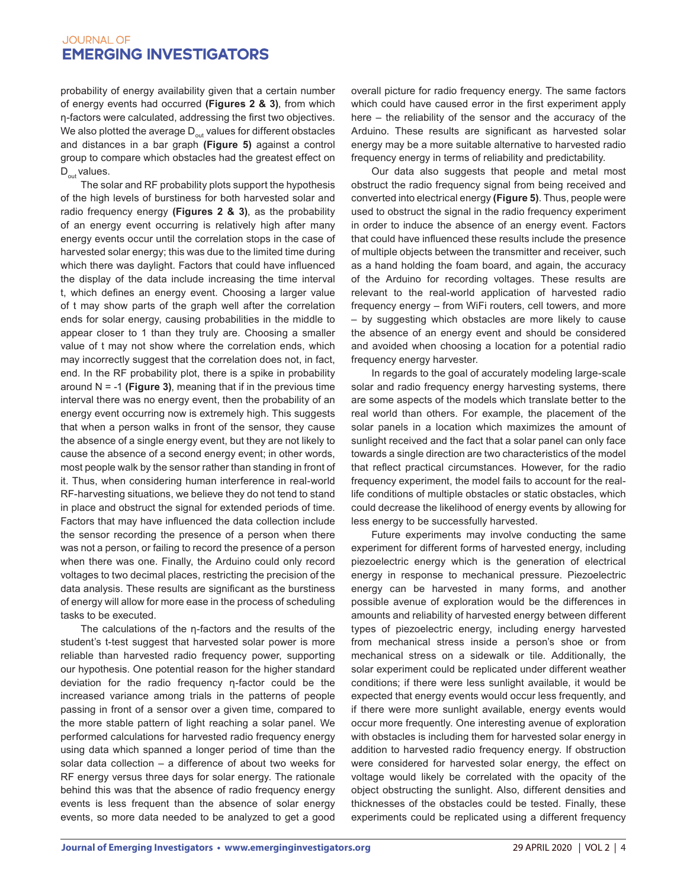probability of energy availability given that a certain number of energy events had occurred **(Figures 2 & 3)**, from which η-factors were calculated, addressing the first two objectives. We also plotted the average $D_{out}$ values for different obstacles and distances in a bar graph **(Figure 5)** against a control group to compare which obstacles had the greatest effect on $D_{out}$ values.

The solar and RF probability plots support the hypothesis of the high levels of burstiness for both harvested solar and radio frequency energy **(Figures 2 & 3)**, as the probability of an energy event occurring is relatively high after many energy events occur until the correlation stops in the case of harvested solar energy; this was due to the limited time during which there was daylight. Factors that could have influenced the display of the data include increasing the time interval t, which defines an energy event. Choosing a larger value of t may show parts of the graph well after the correlation ends for solar energy, causing probabilities in the middle to appear closer to 1 than they truly are. Choosing a smaller value of t may not show where the correlation ends, which may incorrectly suggest that the correlation does not, in fact, end. In the RF probability plot, there is a spike in probability around N = -1 **(Figure 3)**, meaning that if in the previous time interval there was no energy event, then the probability of an energy event occurring now is extremely high. This suggests that when a person walks in front of the sensor, they cause the absence of a single energy event, but they are not likely to cause the absence of a second energy event; in other words, most people walk by the sensor rather than standing in front of it. Thus, when considering human interference in real-world RF-harvesting situations, we believe they do not tend to stand in place and obstruct the signal for extended periods of time. Factors that may have influenced the data collection include the sensor recording the presence of a person when there was not a person, or failing to record the presence of a person when there was one. Finally, the Arduino could only record voltages to two decimal places, restricting the precision of the data analysis. These results are significant as the burstiness of energy will allow for more ease in the process of scheduling tasks to be executed.

The calculations of the η-factors and the results of the student's t-test suggest that harvested solar power is more reliable than harvested radio frequency power, supporting our hypothesis. One potential reason for the higher standard deviation for the radio frequency η-factor could be the increased variance among trials in the patterns of people passing in front of a sensor over a given time, compared to the more stable pattern of light reaching a solar panel. We performed calculations for harvested radio frequency energy using data which spanned a longer period of time than the solar data collection – a difference of about two weeks for RF energy versus three days for solar energy. The rationale behind this was that the absence of radio frequency energy events is less frequent than the absence of solar energy events, so more data needed to be analyzed to get a good overall picture for radio frequency energy. The same factors which could have caused error in the first experiment apply here – the reliability of the sensor and the accuracy of the Arduino. These results are significant as harvested solar energy may be a more suitable alternative to harvested radio frequency energy in terms of reliability and predictability.

Our data also suggests that people and metal most obstruct the radio frequency signal from being received and converted into electrical energy **(Figure 5)**. Thus, people were used to obstruct the signal in the radio frequency experiment in order to induce the absence of an energy event. Factors that could have influenced these results include the presence of multiple objects between the transmitter and receiver, such as a hand holding the foam board, and again, the accuracy of the Arduino for recording voltages. These results are relevant to the real-world application of harvested radio frequency energy – from WiFi routers, cell towers, and more – by suggesting which obstacles are more likely to cause the absence of an energy event and should be considered and avoided when choosing a location for a potential radio frequency energy harvester.

In regards to the goal of accurately modeling large-scale solar and radio frequency energy harvesting systems, there are some aspects of the models which translate better to the real world than others. For example, the placement of the solar panels in a location which maximizes the amount of sunlight received and the fact that a solar panel can only face towards a single direction are two characteristics of the model that reflect practical circumstances. However, for the radio frequency experiment, the model fails to account for the real-life conditions of multiple obstacles or static obstacles, which could decrease the likelihood of energy events by allowing for less energy to be successfully harvested.

Future experiments may involve conducting the same experiment for different forms of harvested energy, including piezoelectric energy which is the generation of electrical energy in response to mechanical pressure. Piezoelectric energy can be harvested in many forms, and another possible avenue of exploration would be the differences in amounts and reliability of harvested energy between different types of piezoelectric energy, including energy harvested from mechanical stress inside a person's shoe or from mechanical stress on a sidewalk or tile. Additionally, the solar experiment could be replicated under different weather conditions; if there were less sunlight available, it would be expected that energy events would occur less frequently, and if there were more sunlight available, energy events would occur more frequently. One interesting avenue of exploration with obstacles is including them for harvested solar energy in addition to harvested radio frequency energy. If obstruction were considered for harvested solar energy, the effect on voltage would likely be correlated with the opacity of the object obstructing the sunlight. Also, different densities and thicknesses of the obstacles could be tested. Finally, these experiments could be replicated using a different frequency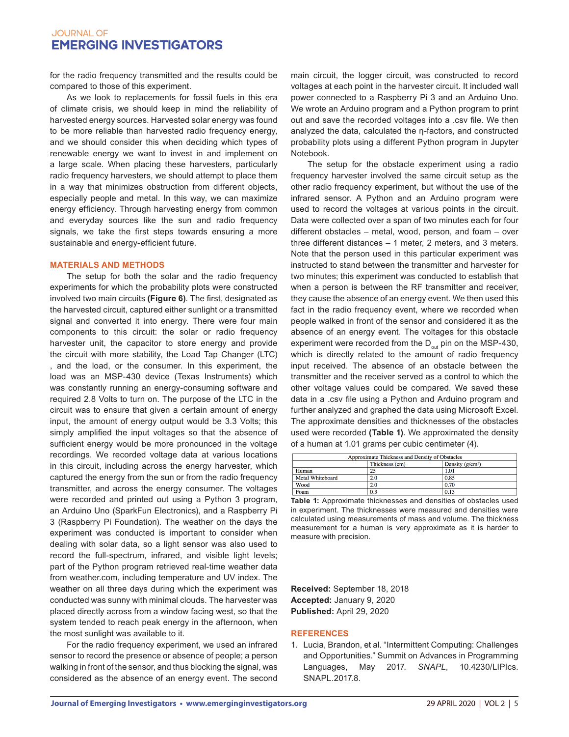for the radio frequency transmitted and the results could be compared to those of this experiment.

As we look to replacements for fossil fuels in this era of climate crisis, we should keep in mind the reliability of harvested energy sources. Harvested solar energy was found to be more reliable than harvested radio frequency energy, and we should consider this when deciding which types of renewable energy we want to invest in and implement on a large scale. When placing these harvesters, particularly radio frequency harvesters, we should attempt to place them in a way that minimizes obstruction from different objects, especially people and metal. In this way, we can maximize energy efficiency. Through harvesting energy from common and everyday sources like the sun and radio frequency signals, we take the first steps towards ensuring a more sustainable and energy-efficient future.

## MATERIALS AND METHODS

The setup for both the solar and the radio frequency experiments for which the probability plots were constructed involved two main circuits **(Figure 6)**. The first, designated as the harvested circuit, captured either sunlight or a transmitted signal and converted it into energy. There were four main components to this circuit: the solar or radio frequency harvester unit, the capacitor to store energy and provide the circuit with more stability, the Load Tap Changer (LTC) , and the load, or the consumer. In this experiment, the load was an MSP-430 device (Texas Instruments) which was constantly running an energy-consuming software and required 2.8 Volts to turn on. The purpose of the LTC in the circuit was to ensure that given a certain amount of energy input, the amount of energy output would be 3.3 Volts; this simply amplified the input voltages so that the absence of sufficient energy would be more pronounced in the voltage recordings. We recorded voltage data at various locations in this circuit, including across the energy harvester, which captured the energy from the sun or from the radio frequency transmitter, and across the energy consumer. The voltages were recorded and printed out using a Python 3 program, an Arduino Uno (SparkFun Electronics), and a Raspberry Pi 3 (Raspberry Pi Foundation). The weather on the days the experiment was conducted is important to consider when dealing with solar data, so a light sensor was also used to record the full-spectrum, infrared, and visible light levels; part of the Python program retrieved real-time weather data from weather.com, including temperature and UV index. The weather on all three days during which the experiment was conducted was sunny with minimal clouds. The harvester was placed directly across from a window facing west, so that the system tended to reach peak energy in the afternoon, when the most sunlight was available to it.

For the radio frequency experiment, we used an infrared sensor to record the presence or absence of people; a person walking in front of the sensor, and thus blocking the signal, was considered as the absence of an energy event. The second main circuit, the logger circuit, was constructed to record voltages at each point in the harvester circuit. It included wall power connected to a Raspberry Pi 3 and an Arduino Uno. We wrote an Arduino program and a Python program to print out and save the recorded voltages into a .csv file. We then analyzed the data, calculated the η-factors, and constructed probability plots using a different Python program in Jupyter Notebook.

The setup for the obstacle experiment using a radio frequency harvester involved the same circuit setup as the other radio frequency experiment, but without the use of the infrared sensor. A Python and an Arduino program were used to record the voltages at various points in the circuit. Data were collected over a span of two minutes each for four different obstacles – metal, wood, person, and foam – over three different distances – 1 meter, 2 meters, and 3 meters. Note that the person used in this particular experiment was instructed to stand between the transmitter and harvester for two minutes; this experiment was conducted to establish that when a person is between the RF transmitter and receiver, they cause the absence of an energy event. We then used this fact in the radio frequency event, where we recorded when people walked in front of the sensor and considered it as the absence of an energy event. The voltages for this obstacle experiment were recorded from the $D_{out}$ pin on the MSP-430, which is directly related to the amount of radio frequency input received. The absence of an obstacle between the transmitter and the receiver served as a control to which the other voltage values could be compared. We saved these data in a .csv file using a Python and Arduino program and further analyzed and graphed the data using Microsoft Excel. The approximate densities and thicknesses of the obstacles used were recorded **(Table 1)**. We approximated the density of a human at 1.01 grams per cubic centimeter (4).

| Approximate Thickness and Density of Obstacles | | |
|---|---|---|
| | Thickness (cm) | Density (g/cm$^3$) |
| Human | 25 | 1.01 |
| Metal Whiteboard | 2.0 | 0.85 |
| Wood | 2.0 | 0.70 |
| Foam | 0.3 | 0.13 |

**Table 1:** Approximate thicknesses and densities of obstacles used in experiment. The thicknesses were measured and densities were calculated using measurements of mass and volume. The thickness measurement for a human is very approximate as it is harder to measure with precision.

**Received:** September 18, 2018
**Accepted:** January 9, 2020
**Published:** April 29, 2020

## REFERENCES

1. Lucia, Brandon, et al. "Intermittent Computing: Challenges and Opportunities." Summit on Advances in Programming Languages, May 2017. *SNAPL*, 10.4230/LIPIcs.SNAPL.2017.8.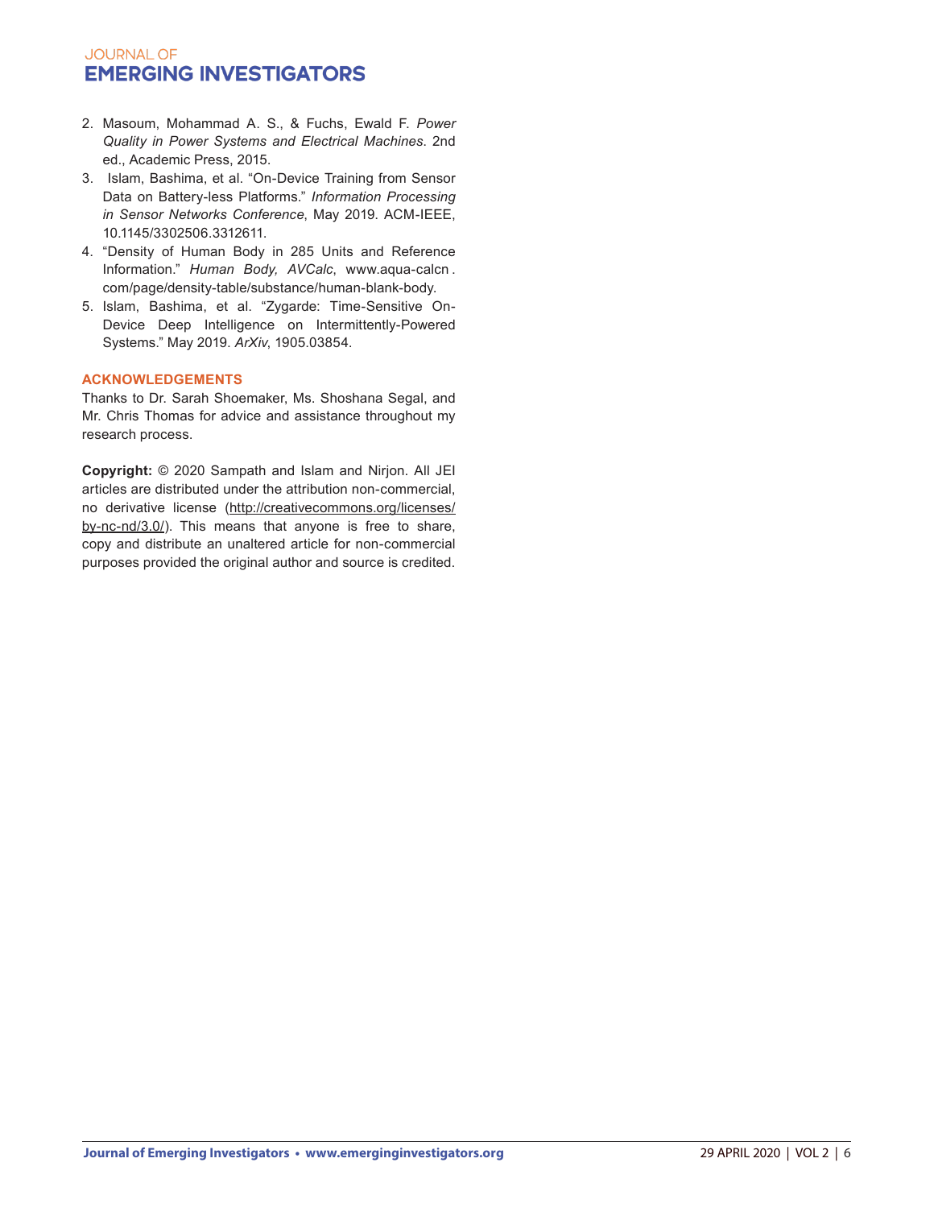2. Masoum, Mohammad A. S., & Fuchs, Ewald F. *Power Quality in Power Systems and Electrical Machines*. 2nd ed., Academic Press, 2015.
3. Islam, Bashima, et al. "On-Device Training from Sensor Data on Battery-less Platforms." *Information Processing in Sensor Networks Conference*, May 2019. ACM-IEEE, 10.1145/3302506.3312611.
4. "Density of Human Body in 285 Units and Reference Information." *Human Body, AVCalc*, www.aqua-calcn.com/page/density-table/substance/human-blank-body.
5. Islam, Bashima, et al. "Zygarde: Time-Sensitive On-Device Deep Intelligence on Intermittently-Powered Systems." May 2019. *ArXiv*, 1905.03854.

## ACKNOWLEDGEMENTS

Thanks to Dr. Sarah Shoemaker, Ms. Shoshana Segal, and Mr. Chris Thomas for advice and assistance throughout my research process.

**Copyright:** © 2020 Sampath and Islam and Nirjon. All JEI articles are distributed under the attribution non-commercial, no derivative license (http://creativecommons.org/licenses/by-nc-nd/3.0/). This means that anyone is free to share, copy and distribute an unaltered article for non-commercial purposes provided the original author and source is credited.